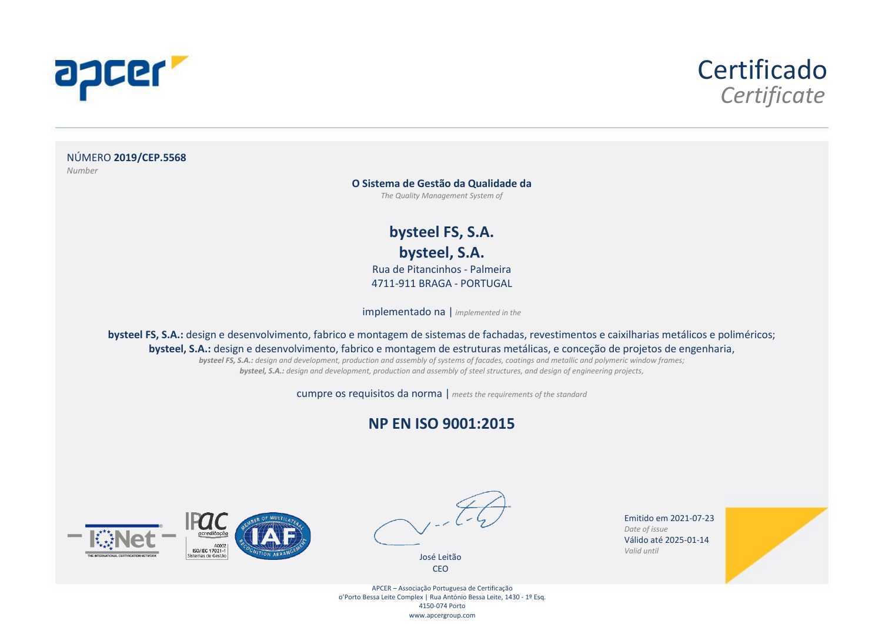# Certificado
*Certificate*

NÚMERO **2019/CEP.5568**
*Number*

**O Sistema de Gestão da Qualidade da**
*The Quality Management System of*

## bysteel FS, S.A.
## bysteel, S.A.

Rua de Pitancinhos - Palmeira
4711-911 BRAGA - PORTUGAL

implementado na | *implemented in the*

**bysteel FS, S.A.:** design e desenvolvimento, fabrico e montagem de sistemas de fachadas, revestimentos e caixilharias metálicos e poliméricos;
**bysteel, S.A.:** design e desenvolvimento, fabrico e montagem de estruturas metálicas, e conceção de projetos de engenharia,

***bysteel FS, S.A.:*** *design and development, production and assembly of systems of facades, coatings and metallic and polymeric window frames;*
***bysteel, S.A.:*** *design and development, production and assembly of steel structures, and design of engineering projects,*

cumpre os requisitos da norma | *meets the requirements of the standard*

## NP EN ISO 9001:2015

IQNet – THE INTERNATIONAL CERTIFICATION NETWORK

IPAC acreditação – A0002 ISO/IEC 17021-1 Sistemas de Gestão

IAF – MEMBER OF MULTILATERAL RECOGNITION ARRANGEMENT

José Leitão
CEO

Emitido em 2021-07-23
*Date of issue*
Válido até 2025-01-14
*Valid until*

APCER – Associação Portuguesa de Certificação
o'Porto Bessa Leite Complex | Rua António Bessa Leite, 1430 - 1º Esq.
4150-074 Porto
www.apcergroup.com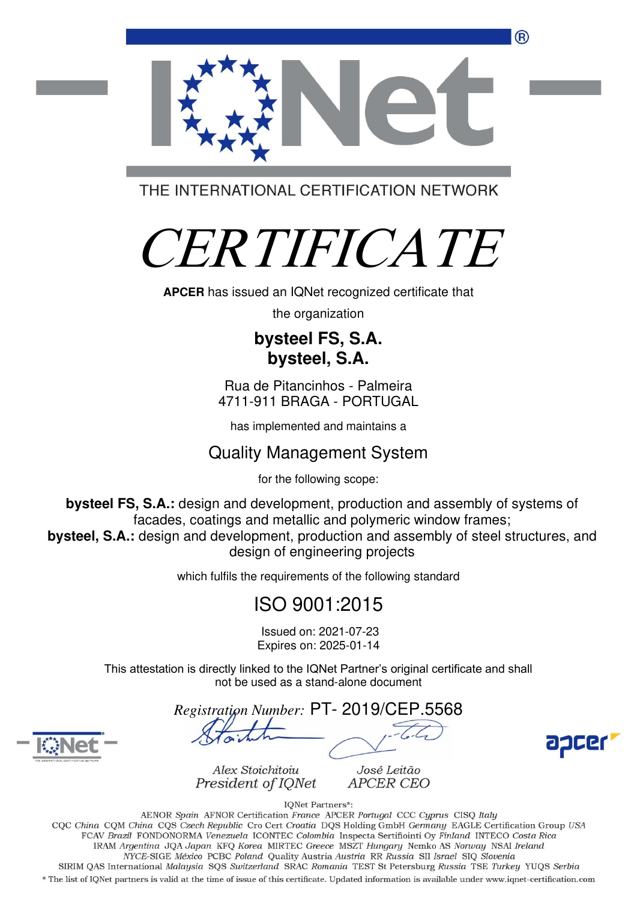THE INTERNATIONAL CERTIFICATION NETWORK

# *CERTIFICATE*

**APCER** has issued an IQNet recognized certificate that

the organization

## bysteel FS, S.A.
## bysteel, S.A.

Rua de Pitancinhos - Palmeira
4711-911 BRAGA - PORTUGAL

has implemented and maintains a

## Quality Management System

for the following scope:

**bysteel FS, S.A.:** design and development, production and assembly of systems of facades, coatings and metallic and polymeric window frames;
**bysteel, S.A.:** design and development, production and assembly of steel structures, and design of engineering projects

which fulfils the requirements of the following standard

## ISO 9001:2015

Issued on: 2021-07-23
Expires on: 2025-01-14

This attestation is directly linked to the IQNet Partner's original certificate and shall not be used as a stand-alone document

*Registration Number:* PT- 2019/CEP.5568

*Alex Stoichitoiu*
*President of IQNet*

*José Leitão*
*APCER CEO*

IQNet Partners*:

AENOR *Spain* AFNOR Certification *France* APCER *Portugal* CCC *Cyprus* CISQ *Italy*
CQC *China* CQM *China* CQS *Czech Republic* Cro Cert *Croatia* DQS Holding GmbH *Germany* EAGLE Certification Group *USA*
FCAV *Brazil* FONDONORMA *Venezuela* ICONTEC *Colombia* Inspecta Sertifiointi Oy *Finland* INTECO *Costa Rica*
IRAM *Argentina* JQA *Japan* KFQ *Korea* MIRTEC *Greece* MSZT *Hungary* Nemko AS *Norway* NSAI *Ireland*
*NYCE*-SIGE *México* PCBC *Poland* Quality Austria *Austria* RR *Russia* SII *Israel* SIQ *Slovenia*
SIRIM QAS International *Malaysia* SQS *Switzerland* SRAC *Romania* TEST St Petersburg *Russia* TSE *Turkey* YUQS *Serbia*

* The list of IQNet partners is valid at the time of issue of this certificate. Updated information is available under www.iqnet-certification.com